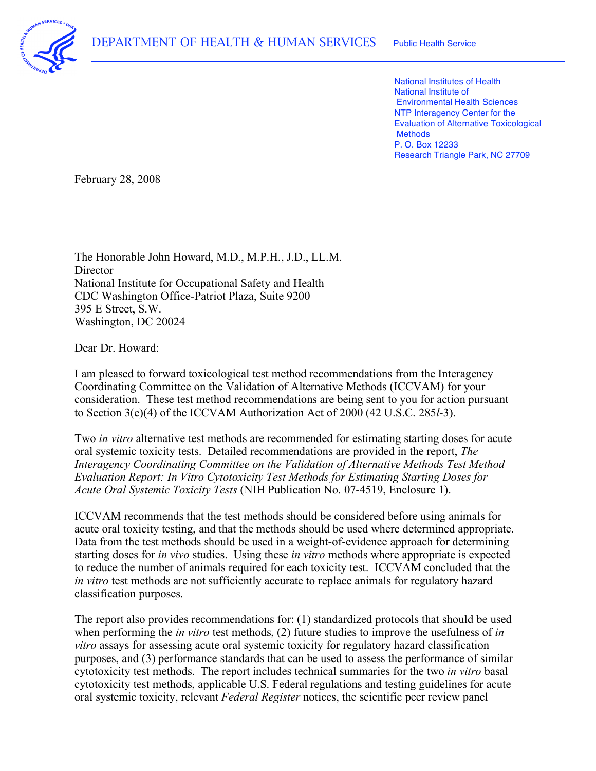DEPARTMENT OF HEALTH & HUMAN SERVICES Public Health Service

National Institutes of Health
National Institute of Environmental Health Sciences
NTP Interagency Center for the Evaluation of Alternative Toxicological Methods
P. O. Box 12233
Research Triangle Park, NC 27709

February 28, 2008

The Honorable John Howard, M.D., M.P.H., J.D., LL.M.
Director
National Institute for Occupational Safety and Health
CDC Washington Office-Patriot Plaza, Suite 9200
395 E Street, S.W.
Washington, DC 20024

Dear Dr. Howard:

I am pleased to forward toxicological test method recommendations from the Interagency Coordinating Committee on the Validation of Alternative Methods (ICCVAM) for your consideration. These test method recommendations are being sent to you for action pursuant to Section 3(e)(4) of the ICCVAM Authorization Act of 2000 (42 U.S.C. 285*l*-3).

Two *in vitro* alternative test methods are recommended for estimating starting doses for acute oral systemic toxicity tests. Detailed recommendations are provided in the report, *The Interagency Coordinating Committee on the Validation of Alternative Methods Test Method Evaluation Report: In Vitro Cytotoxicity Test Methods for Estimating Starting Doses for Acute Oral Systemic Toxicity Tests* (NIH Publication No. 07-4519, Enclosure 1).

ICCVAM recommends that the test methods should be considered before using animals for acute oral toxicity testing, and that the methods should be used where determined appropriate. Data from the test methods should be used in a weight-of-evidence approach for determining starting doses for *in vivo* studies. Using these *in vitro* methods where appropriate is expected to reduce the number of animals required for each toxicity test. ICCVAM concluded that the *in vitro* test methods are not sufficiently accurate to replace animals for regulatory hazard classification purposes.

The report also provides recommendations for: (1) standardized protocols that should be used when performing the *in vitro* test methods, (2) future studies to improve the usefulness of *in vitro* assays for assessing acute oral systemic toxicity for regulatory hazard classification purposes, and (3) performance standards that can be used to assess the performance of similar cytotoxicity test methods. The report includes technical summaries for the two *in vitro* basal cytotoxicity test methods, applicable U.S. Federal regulations and testing guidelines for acute oral systemic toxicity, relevant *Federal Register* notices, the scientific peer review panel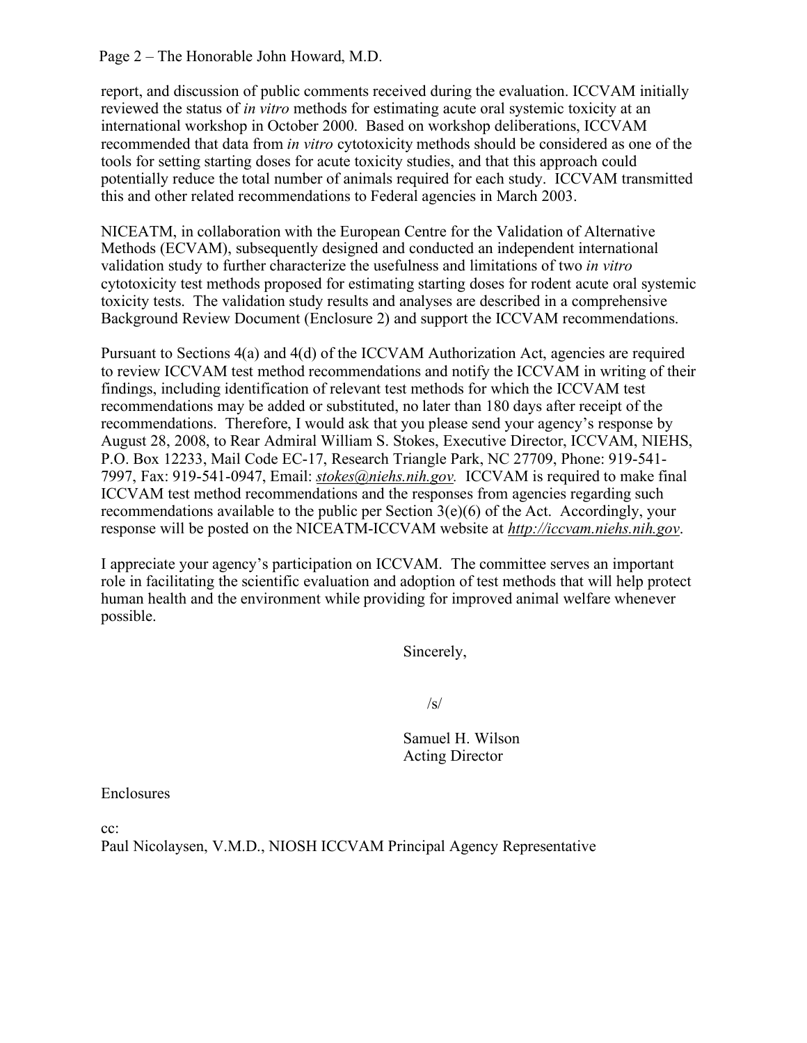report, and discussion of public comments received during the evaluation. ICCVAM initially reviewed the status of *in vitro* methods for estimating acute oral systemic toxicity at an international workshop in October 2000. Based on workshop deliberations, ICCVAM recommended that data from *in vitro* cytotoxicity methods should be considered as one of the tools for setting starting doses for acute toxicity studies, and that this approach could potentially reduce the total number of animals required for each study. ICCVAM transmitted this and other related recommendations to Federal agencies in March 2003.

NICEATM, in collaboration with the European Centre for the Validation of Alternative Methods (ECVAM), subsequently designed and conducted an independent international validation study to further characterize the usefulness and limitations of two *in vitro* cytotoxicity test methods proposed for estimating starting doses for rodent acute oral systemic toxicity tests. The validation study results and analyses are described in a comprehensive Background Review Document (Enclosure 2) and support the ICCVAM recommendations.

Pursuant to Sections 4(a) and 4(d) of the ICCVAM Authorization Act, agencies are required to review ICCVAM test method recommendations and notify the ICCVAM in writing of their findings, including identification of relevant test methods for which the ICCVAM test recommendations may be added or substituted, no later than 180 days after receipt of the recommendations. Therefore, I would ask that you please send your agency's response by August 28, 2008, to Rear Admiral William S. Stokes, Executive Director, ICCVAM, NIEHS, P.O. Box 12233, Mail Code EC-17, Research Triangle Park, NC 27709, Phone: 919-541-7997, Fax: 919-541-0947, Email: *stokes@niehs.nih.gov.* ICCVAM is required to make final ICCVAM test method recommendations and the responses from agencies regarding such recommendations available to the public per Section 3(e)(6) of the Act. Accordingly, your response will be posted on the NICEATM-ICCVAM website at *http://iccvam.niehs.nih.gov*.

I appreciate your agency's participation on ICCVAM. The committee serves an important role in facilitating the scientific evaluation and adoption of test methods that will help protect human health and the environment while providing for improved animal welfare whenever possible.

Sincerely,

/s/

Samuel H. Wilson
Acting Director

Enclosures

cc:
Paul Nicolaysen, V.M.D., NIOSH ICCVAM Principal Agency Representative